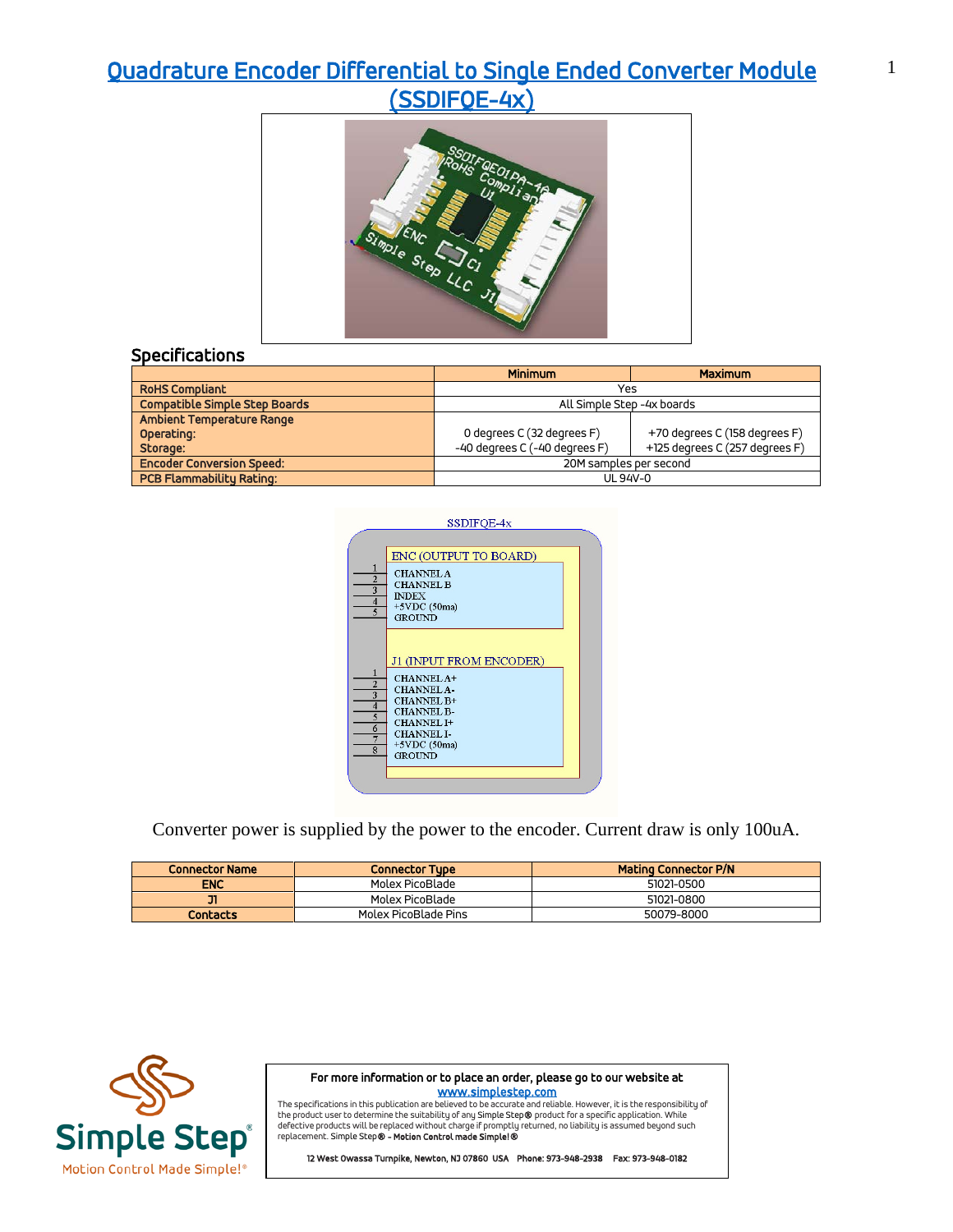# Quadrature Encoder Differential to Single Ended Converter Module (SSDIFQE-4x)

## Specifications

| | Minimum | Maximum |
|---|---|---|
| **RoHS Compliant** | Yes | |
| **Compatible Simple Step Boards** | All Simple Step -4x boards | |
| **Ambient Temperature Range**<br>**Operating:**<br>**Storage:** | 0 degrees C (32 degrees F)<br>-40 degrees C (-40 degrees F) | +70 degrees C (158 degrees F)<br>+125 degrees C (257 degrees F) |
| **Encoder Conversion Speed:** | 20M samples per second | |
| **PCB Flammability Rating:** | UL 94V-0 | |

SSDIFQE-4x

ENC (OUTPUT TO BOARD)

| Pin | Signal |
|---|---|
| 1 | CHANNEL A |
| 2 | CHANNEL B |
| 3 | INDEX |
| 4 | +5VDC (50ma) |
| 5 | GROUND |

J1 (INPUT FROM ENCODER)

| Pin | Signal |
|---|---|
| 1 | CHANNEL A+ |
| 2 | CHANNEL A- |
| 3 | CHANNEL B+ |
| 4 | CHANNEL B- |
| 5 | CHANNEL I+ |
| 6 | CHANNEL I- |
| 7 | +5VDC (50ma) |
| 8 | GROUND |

Converter power is supplied by the power to the encoder. Current draw is only 100uA.

| Connector Name | Connector Type | Mating Connector P/N |
|---|---|---|
| **ENC** | Molex PicoBlade | 51021-0500 |
| **J1** | Molex PicoBlade | 51021-0800 |
| **Contacts** | Molex PicoBlade Pins | 50079-8000 |

Simple Step®
Motion Control Made Simple!®

**For more information or to place an order, please go to our website at**
**www.simplestep.com**

The specifications in this publication are believed to be accurate and reliable. However, it is the responsibility of the product user to determine the suitability of any Simple Step® product for a specific application. While defective products will be replaced without charge if promptly returned, no liability is assumed beyond such replacement. Simple Step® - **Motion Control made Simple!®**

**12 West Owassa Turnpike, Newton, NJ 07860 USA Phone: 973-948-2938 Fax: 973-948-0182**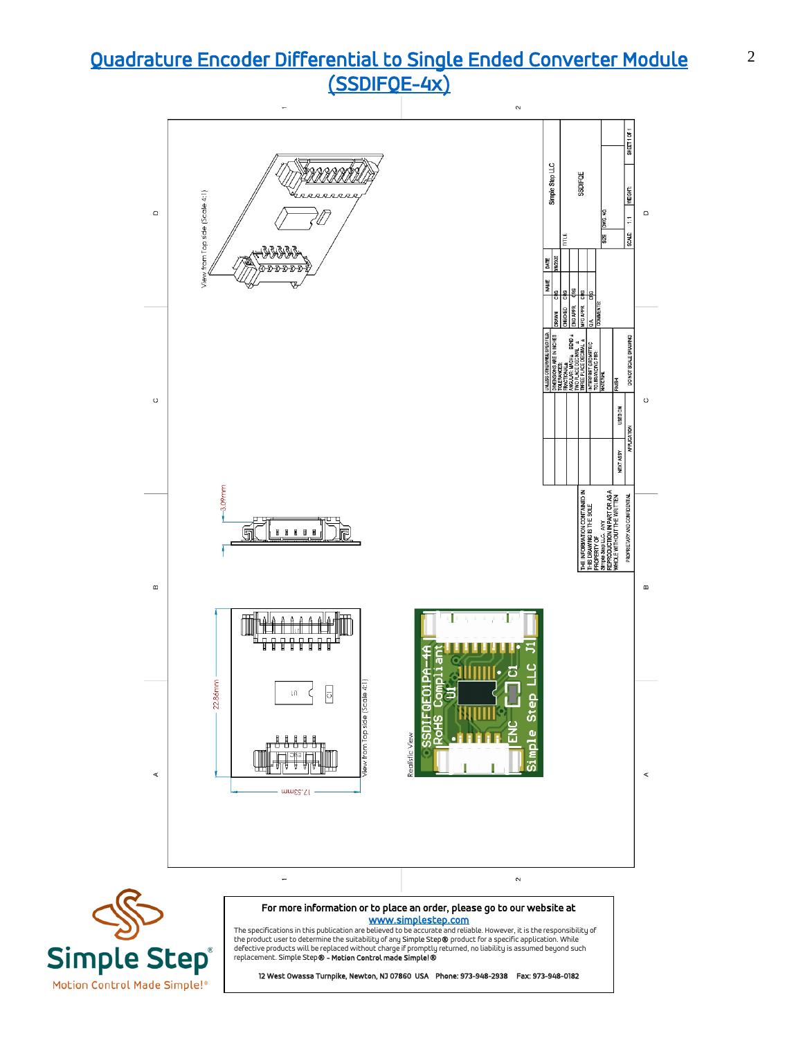# Quadrature Encoder Differential to Single Ended Converter Module (SSDIFQE-4x)

View from Top side (Scale 4:1)

3.09mm

22.86mm

17.53mm

View from Top side (Scale 4:1)

Realistic View

SSDIFQE01PA-4A
RoHS Compliant
U1
C1
ENC
J1
Simple Step LLC

| | |
|---|---|
| UNLESS OTHERWISE SPECIFIED: DIMENSIONS ARE IN INCHES TOLERANCES: FRACTIONAL ± ANGULAR: MACH ± BEND ± TWO PLACE DECIMAL ± THREE PLACE DECIMAL ± | |
| INTERPRET GEOMETRIC TOLERANCING PER: | |
| MATERIAL | |
| FINISH | |
| DO NOT SCALE DRAWING | |

| | NAME | DATE |
|---|---|---|
| DRAWN | CRG | 3/6/2020 |
| CHECKED | CRG | |
| ENG APPR. | CRG | |
| MFG APPR. | CRG | |
| Q.A. | CRG | |
| COMMENTS: | | |

Simple Step LLC

TITLE: SSDIFQE

SIZE | DWG. NO. | REV

SCALE: 1:1 | WEIGHT: | SHEET 1 OF 1

NEXT ASSY | USED ON

APPLICATION

THE INFORMATION CONTAINED IN THIS DRAWING IS THE SOLE PROPERTY OF Simple Step LLC. ANY REPRODUCTION IN PART OR AS A WHOLE WITHOUT THE WRITTEN PERMISSION OF Simple Step LLC. IS PROHIBITED.

PROPRIETARY AND CONFIDENTIAL

Simple Step®
Motion Control Made Simple!®

**For more information or to place an order, please go to our website at**
**www.simplestep.com**

The specifications in this publication are believed to be accurate and reliable. However, it is the responsibility of the product user to determine the suitability of any Simple Step® product for a specific application. While defective products will be replaced without charge if promptly returned, no liability is assumed beyond such replacement. Simple Step® - **Motion Control made Simple!®**

**12 West Owassa Turnpike, Newton, NJ 07860 USA Phone: 973-948-2938 Fax: 973-948-0182**